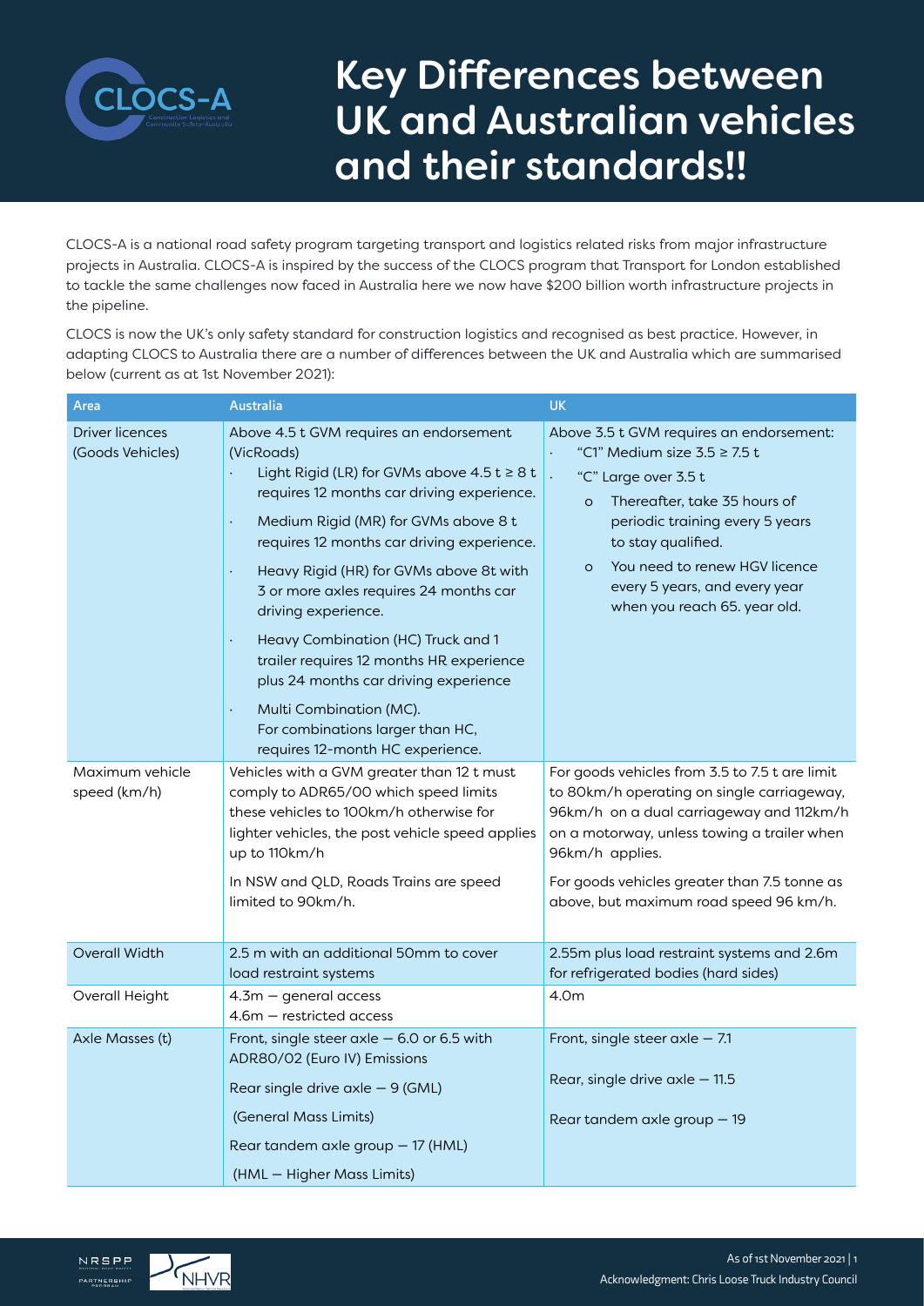# Key Differences between UK and Australian vehicles and their standards!!

CLOCS-A is a national road safety program targeting transport and logistics related risks from major infrastructure projects in Australia. CLOCS-A is inspired by the success of the CLOCS program that Transport for London established to tackle the same challenges now faced in Australia here we now have $200 billion worth infrastructure projects in the pipeline.

CLOCS is now the UK's only safety standard for construction logistics and recognised as best practice. However, in adapting CLOCS to Australia there are a number of differences between the UK and Australia which are summarised below (current as at 1st November 2021):

| Area | Australia | UK |
|---|---|---|
| Driver licences (Goods Vehicles) | Above 4.5 t GVM requires an endorsement (VicRoads)<br>· Light Rigid (LR) for GVMs above 4.5 t ≥ 8 t requires 12 months car driving experience.<br>· Medium Rigid (MR) for GVMs above 8 t requires 12 months car driving experience.<br>· Heavy Rigid (HR) for GVMs above 8t with 3 or more axles requires 24 months car driving experience.<br>· Heavy Combination (HC) Truck and 1 trailer requires 12 months HR experience plus 24 months car driving experience<br>· Multi Combination (MC). For combinations larger than HC, requires 12-month HC experience. | Above 3.5 t GVM requires an endorsement:<br>· "C1" Medium size 3.5 ≥ 7.5 t<br>· "C" Large over 3.5 t<br>o Thereafter, take 35 hours of periodic training every 5 years to stay qualified.<br>o You need to renew HGV licence every 5 years, and every year when you reach 65. year old. |
| Maximum vehicle speed (km/h) | Vehicles with a GVM greater than 12 t must comply to ADR65/00 which speed limits these vehicles to 100km/h otherwise for lighter vehicles, the post vehicle speed applies up to 110km/h<br>In NSW and QLD, Roads Trains are speed limited to 90km/h. | For goods vehicles from 3.5 to 7.5 t are limit to 80km/h operating on single carriageway, 96km/h on a dual carriageway and 112km/h on a motorway, unless towing a trailer when 96km/h applies.<br>For goods vehicles greater than 7.5 tonne as above, but maximum road speed 96 km/h. |
| Overall Width | 2.5 m with an additional 50mm to cover load restraint systems | 2.55m plus load restraint systems and 2.6m for refrigerated bodies (hard sides) |
| Overall Height | 4.3m – general access<br>4.6m – restricted access | 4.0m |
| Axle Masses (t) | Front, single steer axle – 6.0 or 6.5 with ADR80/02 (Euro IV) Emissions<br>Rear single drive axle – 9 (GML)<br>(General Mass Limits)<br>Rear tandem axle group – 17 (HML)<br>(HML – Higher Mass Limits) | Front, single steer axle – 7.1<br>Rear, single drive axle – 11.5<br>Rear tandem axle group – 19 |

As of 1st November 2021

Acknowledgment: Chris Loose Truck Industry Council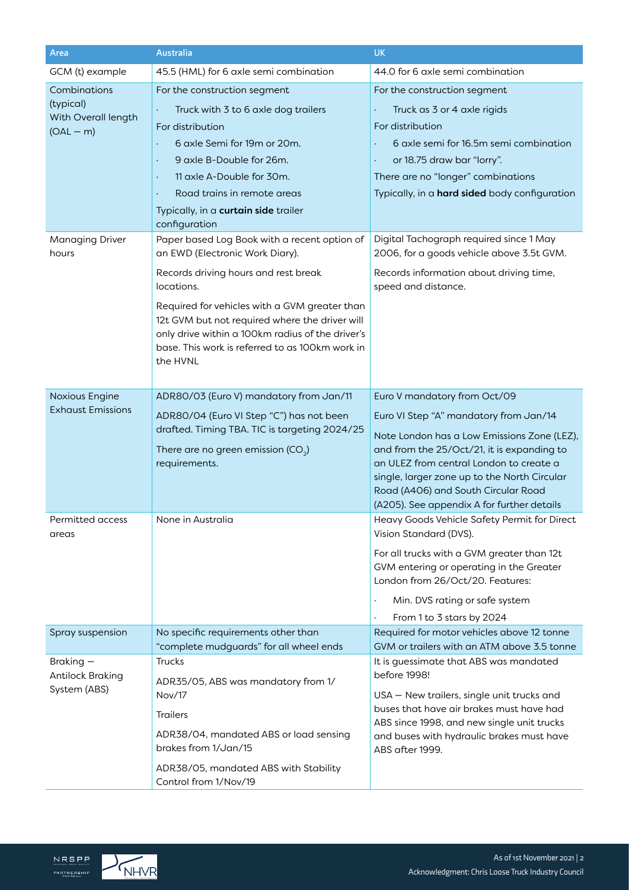| Area | Australia | UK |
|---|---|---|
| GCM (t) example | 45.5 (HML) for 6 axle semi combination | 44.0 for 6 axle semi combination |
| Combinations (typical) With Overall length (OAL – m) | For the construction segment<br>· Truck with 3 to 6 axle dog trailers<br>For distribution<br>· 6 axle Semi for 19m or 20m.<br>· 9 axle B-Double for 26m.<br>· 11 axle A-Double for 30m.<br>· Road trains in remote areas<br>Typically, in a **curtain side** trailer configuration | For the construction segment<br>· Truck as 3 or 4 axle rigids<br>For distribution<br>· 6 axle semi for 16.5m semi combination<br>· or 18.75 draw bar "lorry".<br>There are no "longer" combinations<br>Typically, in a **hard sided** body configuration |
| Managing Driver hours | Paper based Log Book with a recent option of an EWD (Electronic Work Diary).<br>Records driving hours and rest break locations.<br>Required for vehicles with a GVM greater than 12t GVM but not required where the driver will only drive within a 100km radius of the driver's base. This work is referred to as 100km work in the HVNL | Digital Tachograph required since 1 May 2006, for a goods vehicle above 3.5t GVM.<br>Records information about driving time, speed and distance. |
| Noxious Engine Exhaust Emissions | ADR80/03 (Euro V) mandatory from Jan/11<br>ADR80/04 (Euro VI Step "C") has not been drafted. Timing TBA. TIC is targeting 2024/25<br>There are no green emission ($CO_2$) requirements. | Euro V mandatory from Oct/09<br>Euro VI Step "A" mandatory from Jan/14<br>Note London has a Low Emissions Zone (LEZ), and from the 25/Oct/21, it is expanding to an ULEZ from central London to create a single, larger zone up to the North Circular Road (A406) and South Circular Road (A205). See appendix A for further details |
| Permitted access areas | None in Australia | Heavy Goods Vehicle Safety Permit for Direct Vision Standard (DVS).<br>For all trucks with a GVM greater than 12t GVM entering or operating in the Greater London from 26/Oct/20. Features:<br>· Min. DVS rating or safe system<br>· From 1 to 3 stars by 2024 |
| Spray suspension | No specific requirements other than "complete mudguards" for all wheel ends | Required for motor vehicles above 12 tonne GVM or trailers with an ATM above 3.5 tonne |
| Braking – Antilock Braking System (ABS) | Trucks<br>ADR35/05, ABS was mandatory from 1/Nov/17<br>Trailers<br>ADR38/04, mandated ABS or load sensing brakes from 1/Jan/15<br>ADR38/05, mandated ABS with Stability Control from 1/Nov/19 | It is guessimate that ABS was mandated before 1998!<br>USA – New trailers, single unit trucks and buses that have air brakes must have had ABS since 1998, and new single unit trucks and buses with hydraulic brakes must have ABS after 1999. |

As of 1st November 2021

Acknowledgment: Chris Loose Truck Industry Council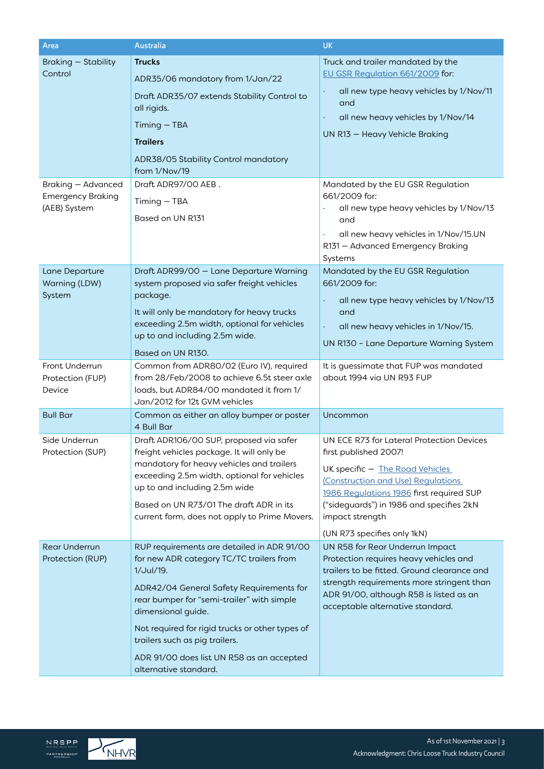| Area | Australia | UK |
|---|---|---|
| Braking – Stability Control | **Trucks**<br><br>ADR35/06 mandatory from 1/Jan/22<br><br>Draft ADR35/07 extends Stability Control to all rigids.<br><br>Timing – TBA<br><br>**Trailers**<br><br>ADR38/05 Stability Control mandatory from 1/Nov/19 | Truck and trailer mandated by the EU GSR Regulation 661/2009 for:<br><br>· all new type heavy vehicles by 1/Nov/11 and<br>· all new heavy vehicles by 1/Nov/14<br><br>UN R13 – Heavy Vehicle Braking |
| Braking – Advanced Emergency Braking (AEB) System | Draft ADR97/00 AEB .<br><br>Timing – TBA<br><br>Based on UN R131 | Mandated by the EU GSR Regulation 661/2009 for:<br>· all new type heavy vehicles by 1/Nov/13 and<br>· all new heavy vehicles in 1/Nov/15.UN R131 – Advanced Emergency Braking Systems |
| Lane Departure Warning (LDW) System | Draft ADR99/00 – Lane Departure Warning system proposed via safer freight vehicles package.<br><br>It will only be mandatory for heavy trucks exceeding 2.5m width, optional for vehicles up to and including 2.5m wide.<br><br>Based on UN R130. | Mandated by the EU GSR Regulation 661/2009 for:<br><br>· all new type heavy vehicles by 1/Nov/13 and<br>· all new heavy vehicles in 1/Nov/15.<br><br>UN R130 - Lane Departure Warning System |
| Front Underrun Protection (FUP) Device | Common from ADR80/02 (Euro IV), required from 28/Feb/2008 to achieve 6.5t steer axle loads, but ADR84/00 mandated it from 1/Jan/2012 for 12t GVM vehicles | It is guessimate that FUP was mandated about 1994 via UN R93 FUP |
| Bull Bar | Common as either an alloy bumper or poster 4 Bull Bar | Uncommon |
| Side Underrun Protection (SUP) | Draft ADR106/00 SUP, proposed via safer freight vehicles package. It will only be mandatory for heavy vehicles and trailers exceeding 2.5m width, optional for vehicles up to and including 2.5m wide<br><br>Based on UN R73/01 The draft ADR in its current form, does not apply to Prime Movers. | UN ECE R73 for Lateral Protection Devices first published 2007!<br><br>UK specific – The Road Vehicles (Construction and Use) Regulations 1986 Regulations 1986 first required SUP ("sideguards") in 1986 and specifies 2kN impact strength<br><br>(UN R73 specifies only 1kN) |
| Rear Underrun Protection (RUP) | RUP requirements are detailed in ADR 91/00 for new ADR category TC/TC trailers from 1/Jul/19.<br><br>ADR42/04 General Safety Requirements for rear bumper for "semi-trailer" with simple dimensional guide.<br><br>Not required for rigid trucks or other types of trailers such as pig trailers.<br><br>ADR 91/00 does list UN R58 as an accepted alternative standard. | UN R58 for Rear Underrun Impact Protection requires heavy vehicles and trailers to be fitted. Ground clearance and strength requirements more stringent than ADR 91/00, although R58 is listed as an acceptable alternative standard. |

As of 1st November 2021

Acknowledgment: Chris Loose Truck Industry Council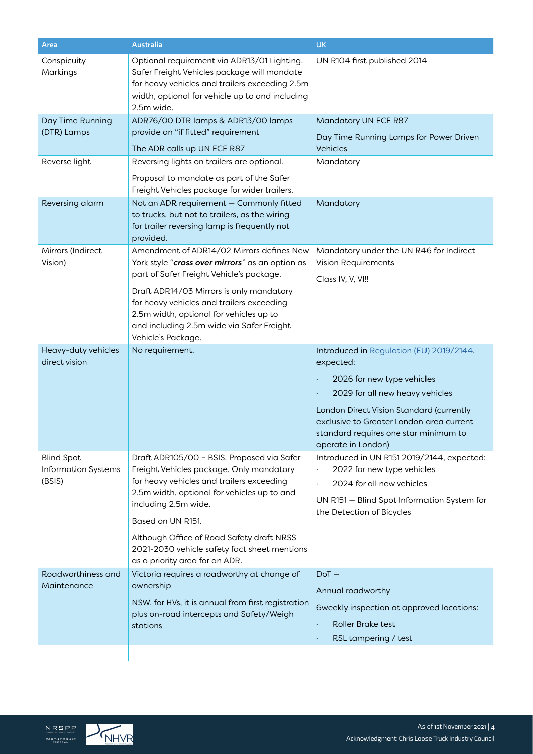| Area | Australia | UK |
|---|---|---|
| Conspicuity Markings | Optional requirement via ADR13/01 Lighting. Safer Freight Vehicles package will mandate for heavy vehicles and trailers exceeding 2.5m width, optional for vehicle up to and including 2.5m wide. | UN R104 first published 2014 |
| Day Time Running (DTR) Lamps | ADR76/00 DTR lamps & ADR13/00 lamps provide an "if fitted" requirement<br><br>The ADR calls up UN ECE R87 | Mandatory UN ECE R87<br><br>Day Time Running Lamps for Power Driven Vehicles |
| Reverse light | Reversing lights on trailers are optional.<br><br>Proposal to mandate as part of the Safer Freight Vehicles package for wider trailers. | Mandatory |
| Reversing alarm | Not an ADR requirement – Commonly fitted to trucks, but not to trailers, as the wiring for trailer reversing lamp is frequently not provided. | Mandatory |
| Mirrors (Indirect Vision) | Amendment of ADR14/02 Mirrors defines New York style "***cross over mirrors***" as an option as part of Safer Freight Vehicle's package.<br><br>Draft ADR14/03 Mirrors is only mandatory for heavy vehicles and trailers exceeding 2.5m width, optional for vehicles up to and including 2.5m wide via Safer Freight Vehicle's Package. | Mandatory under the UN R46 for Indirect Vision Requirements<br><br>Class IV, V, VI!! |
| Heavy-duty vehicles direct vision | No requirement. | Introduced in [Regulation (EU) 2019/2144](), expected:<br>· 2026 for new type vehicles<br>· 2029 for all new heavy vehicles<br><br>London Direct Vision Standard (currently exclusive to Greater London area current standard requires one star minimum to operate in London) |
| Blind Spot Information Systems (BSIS) | Draft ADR105/00 - BSIS. Proposed via Safer Freight Vehicles package. Only mandatory for heavy vehicles and trailers exceeding 2.5m width, optional for vehicles up to and including 2.5m wide.<br><br>Based on UN R151.<br><br>Although Office of Road Safety draft NRSS 2021-2030 vehicle safety fact sheet mentions as a priority area for an ADR. | Introduced in UN R151 2019/2144, expected:<br>· 2022 for new type vehicles<br>· 2024 for all new vehicles<br><br>UN R151 – Blind Spot Information System for the Detection of Bicycles |
| Roadworthiness and Maintenance | Victoria requires a roadworthy at change of ownership<br><br>NSW, for HVs, it is annual from first registration plus on-road intercepts and Safety/Weigh stations | DoT –<br><br>Annual roadworthy<br><br>6weekly inspection at approved locations:<br>· Roller Brake test<br>· RSL tampering / test |
| | | |

As of 1st November 2021

Acknowledgment: Chris Loose Truck Industry Council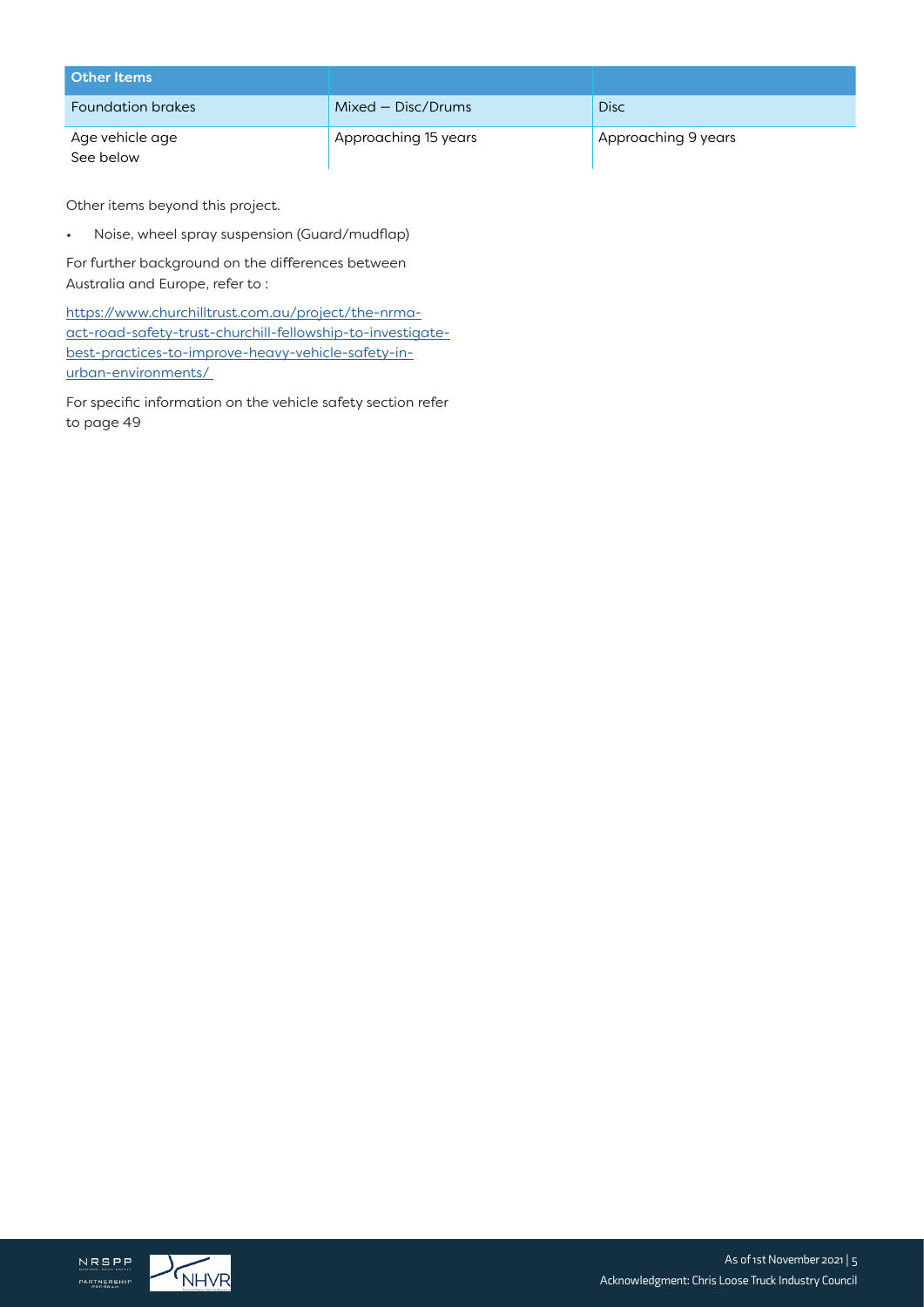| Other Items | | |
|---|---|---|
| Foundation brakes | Mixed – Disc/Drums | Disc |
| Age vehicle age<br>See below | Approaching 15 years | Approaching 9 years |

Other items beyond this project.

- Noise, wheel spray suspension (Guard/mudflap)

For further background on the differences between Australia and Europe, refer to :

https://www.churchilltrust.com.au/project/the-nrma-act-road-safety-trust-churchill-fellowship-to-investigate-best-practices-to-improve-heavy-vehicle-safety-in-urban-environments/

For specific information on the vehicle safety section refer to page 49

As of 1st November 2021

Acknowledgment: Chris Loose Truck Industry Council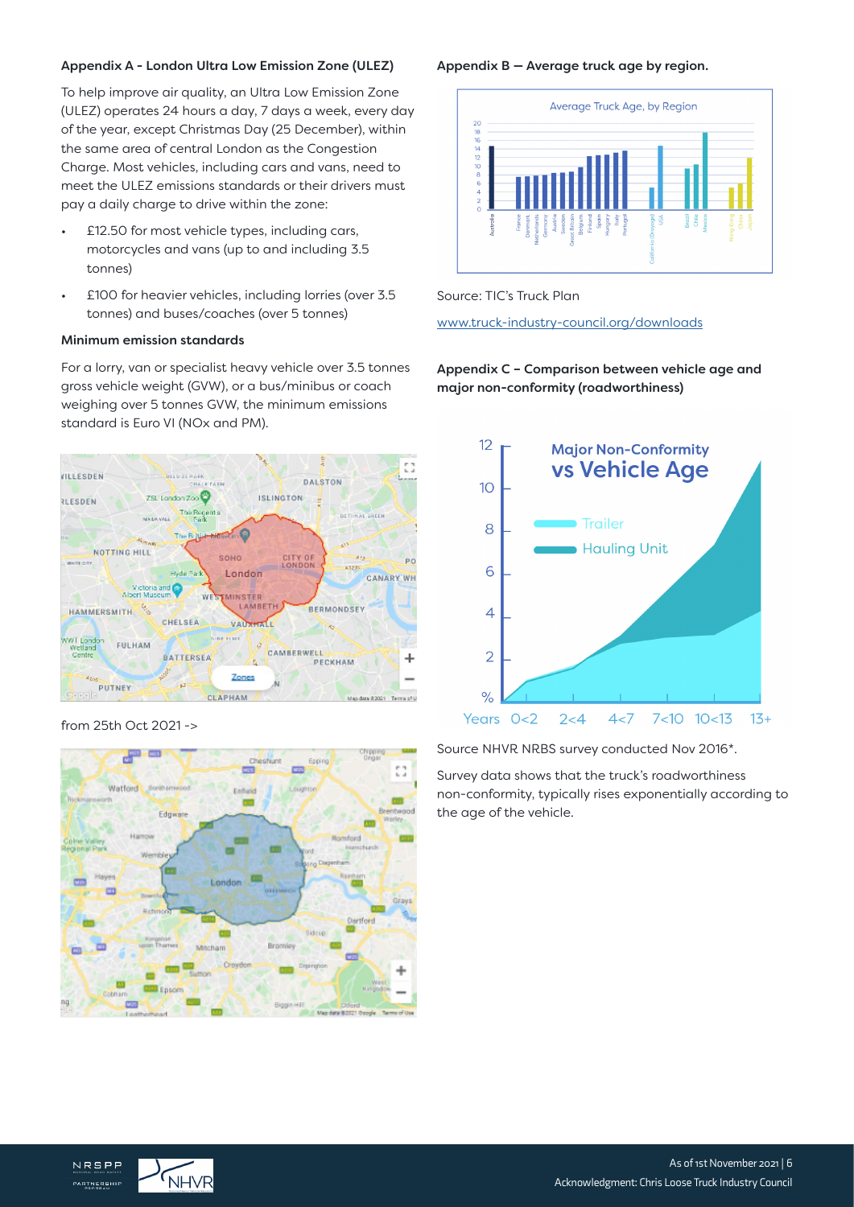### Appendix A - London Ultra Low Emission Zone (ULEZ)

To help improve air quality, an Ultra Low Emission Zone (ULEZ) operates 24 hours a day, 7 days a week, every day of the year, except Christmas Day (25 December), within the same area of central London as the Congestion Charge. Most vehicles, including cars and vans, need to meet the ULEZ emissions standards or their drivers must pay a daily charge to drive within the zone:

- £12.50 for most vehicle types, including cars, motorcycles and vans (up to and including 3.5 tonnes)
- £100 for heavier vehicles, including lorries (over 3.5 tonnes) and buses/coaches (over 5 tonnes)

**Minimum emission standards**

For a lorry, van or specialist heavy vehicle over 3.5 tonnes gross vehicle weight (GVW), or a bus/minibus or coach weighing over 5 tonnes GVW, the minimum emissions standard is Euro VI (NOx and PM).

from 25th Oct 2021 ->

### Appendix B — Average truck age by region.

Average Truck Age, by Region

Source: TIC's Truck Plan

www.truck-industry-council.org/downloads

### Appendix C - Comparison between vehicle age and major non-conformity (roadworthiness)

Major Non-Conformity vs Vehicle Age

Trailer

Hauling Unit

%

Years 0<2 2<4 4<7 7<10 10<13 13+

Source NHVR NRBS survey conducted Nov 2016*.

Survey data shows that the truck's roadworthiness non-conformity, typically rises exponentially according to the age of the vehicle.

As of 1st November 2021

Acknowledgment: Chris Loose Truck Industry Council